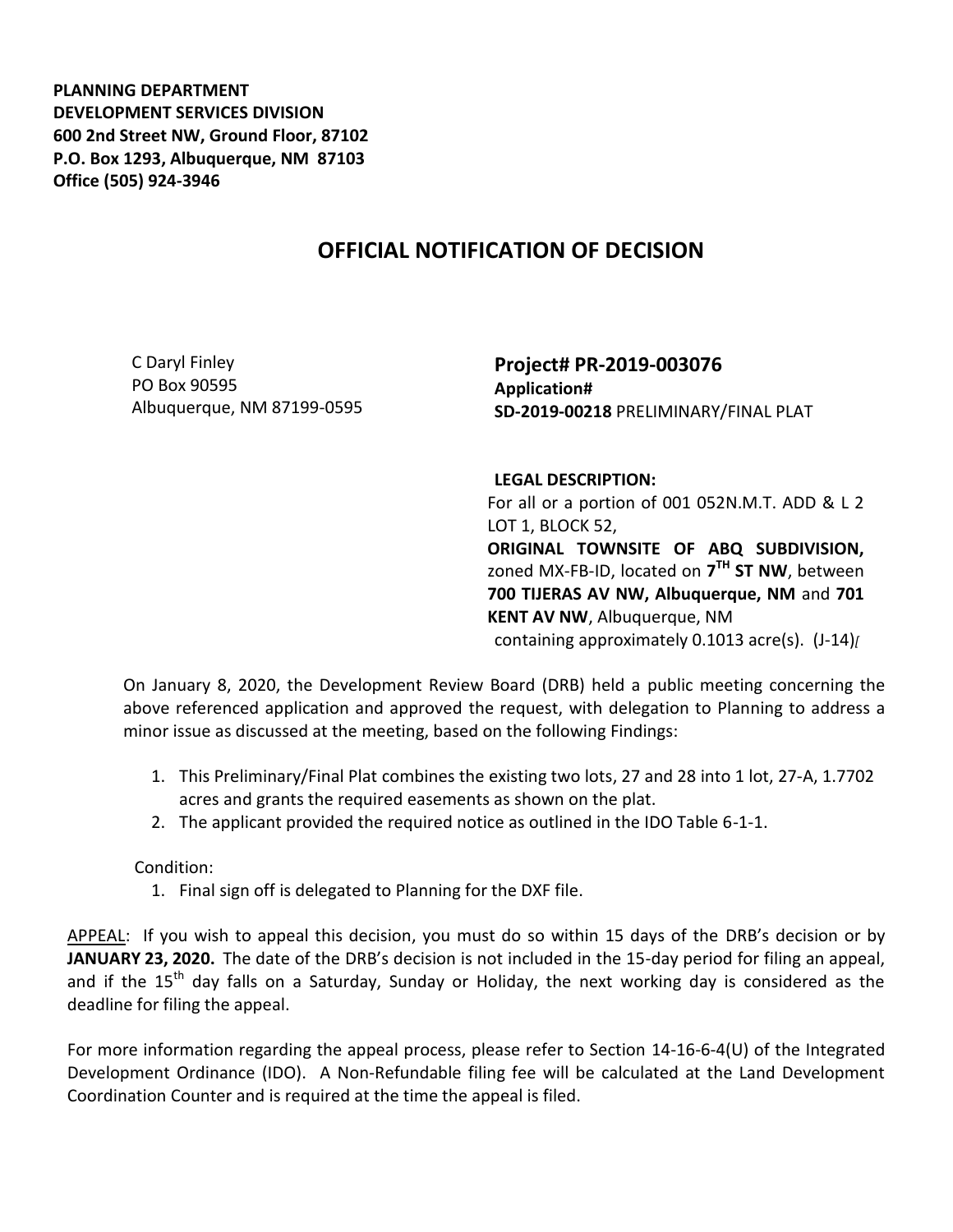**PLANNING DEPARTMENT**
**DEVELOPMENT SERVICES DIVISION**
**600 2nd Street NW, Ground Floor, 87102**
**P.O. Box 1293, Albuquerque, NM 87103**
**Office (505) 924-3946**

# OFFICIAL NOTIFICATION OF DECISION

C Daryl Finley
PO Box 90595
Albuquerque, NM 87199-0595

**Project# PR-2019-003076**
**Application#**
**SD-2019-00218** PRELIMINARY/FINAL PLAT

**LEGAL DESCRIPTION:**
For all or a portion of 001 052N.M.T. ADD & L 2 LOT 1, BLOCK 52, **ORIGINAL TOWNSITE OF ABQ SUBDIVISION,** zoned MX-FB-ID, located on **7TH ST NW**, between **700 TIJERAS AV NW, Albuquerque, NM** and **701 KENT AV NW**, Albuquerque, NM containing approximately 0.1013 acre(s). (J-14)

On January 8, 2020, the Development Review Board (DRB) held a public meeting concerning the above referenced application and approved the request, with delegation to Planning to address a minor issue as discussed at the meeting, based on the following Findings:

1. This Preliminary/Final Plat combines the existing two lots, 27 and 28 into 1 lot, 27-A, 1.7702 acres and grants the required easements as shown on the plat.
2. The applicant provided the required notice as outlined in the IDO Table 6-1-1.

Condition:

1. Final sign off is delegated to Planning for the DXF file.

APPEAL: If you wish to appeal this decision, you must do so within 15 days of the DRB's decision or by **JANUARY 23, 2020.** The date of the DRB's decision is not included in the 15-day period for filing an appeal, and if the 15th day falls on a Saturday, Sunday or Holiday, the next working day is considered as the deadline for filing the appeal.

For more information regarding the appeal process, please refer to Section 14-16-6-4(U) of the Integrated Development Ordinance (IDO). A Non-Refundable filing fee will be calculated at the Land Development Coordination Counter and is required at the time the appeal is filed.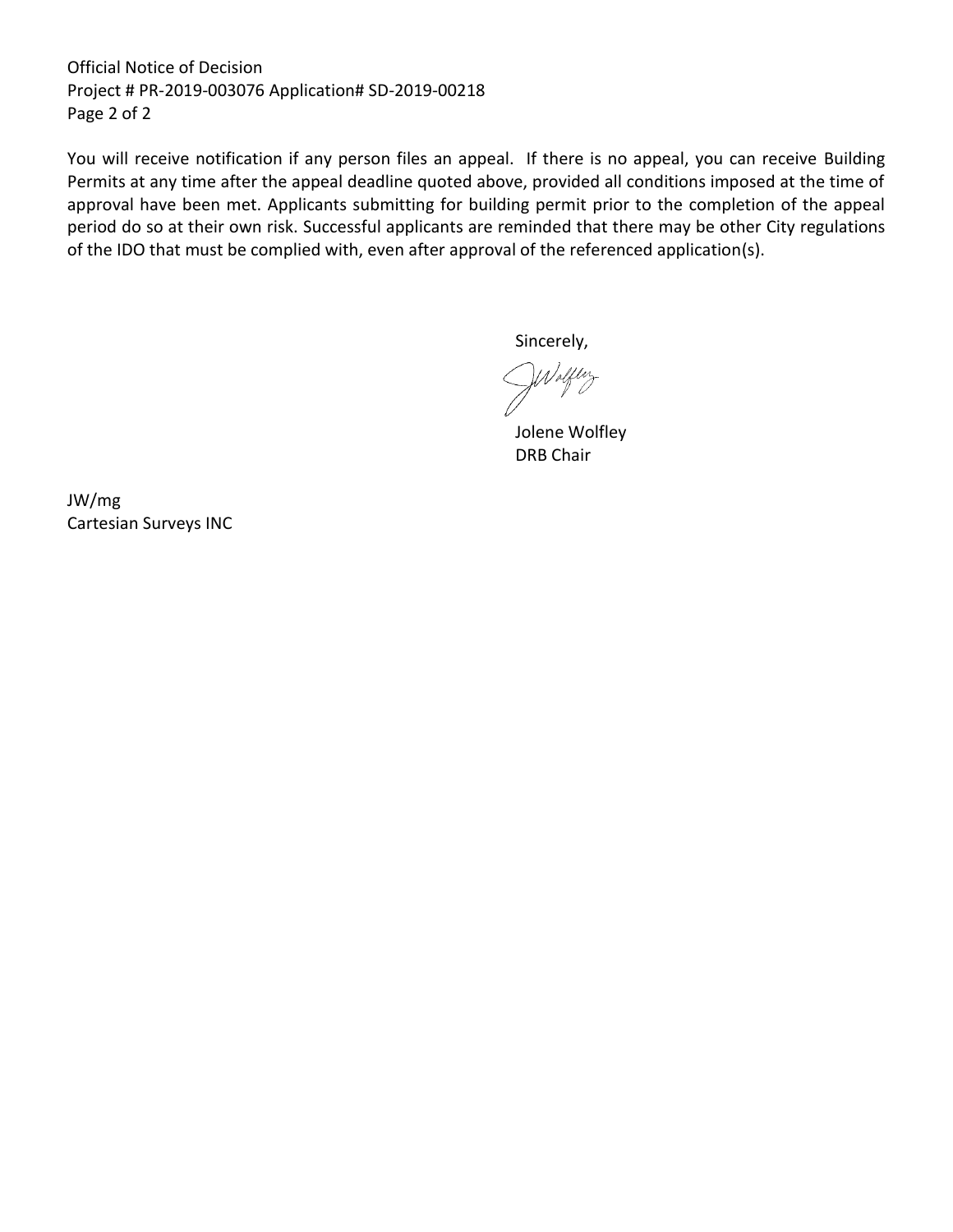You will receive notification if any person files an appeal. If there is no appeal, you can receive Building Permits at any time after the appeal deadline quoted above, provided all conditions imposed at the time of approval have been met. Applicants submitting for building permit prior to the completion of the appeal period do so at their own risk. Successful applicants are reminded that there may be other City regulations of the IDO that must be complied with, even after approval of the referenced application(s).

Sincerely,

Jolene Wolfley
DRB Chair

JW/mg
Cartesian Surveys INC